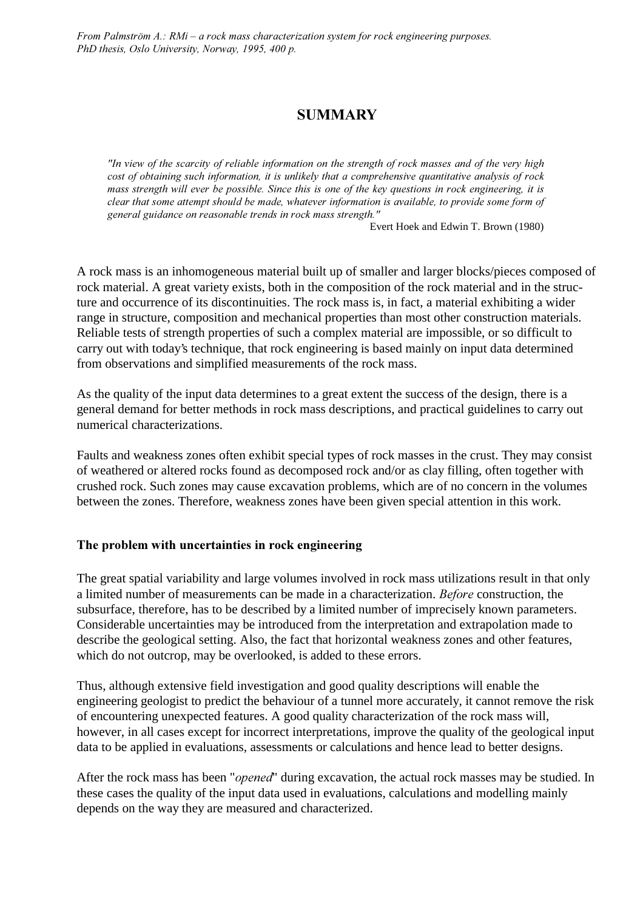*From Palmström A.: RMi – a rock mass characterization system for rock engineering purposes. PhD thesis, Oslo University, Norway, 1995, 400 p.*

# SUMMARY

> *"In view of the scarcity of reliable information on the strength of rock masses and of the very high cost of obtaining such information, it is unlikely that a comprehensive quantitative analysis of rock mass strength will ever be possible. Since this is one of the key questions in rock engineering, it is clear that some attempt should be made, whatever information is available, to provide some form of general guidance on reasonable trends in rock mass strength."*
>
> Evert Hoek and Edwin T. Brown (1980)

A rock mass is an inhomogeneous material built up of smaller and larger blocks/pieces composed of rock material. A great variety exists, both in the composition of the rock material and in the structure and occurrence of its discontinuities. The rock mass is, in fact, a material exhibiting a wider range in structure, composition and mechanical properties than most other construction materials. Reliable tests of strength properties of such a complex material are impossible, or so difficult to carry out with today's technique, that rock engineering is based mainly on input data determined from observations and simplified measurements of the rock mass.

As the quality of the input data determines to a great extent the success of the design, there is a general demand for better methods in rock mass descriptions, and practical guidelines to carry out numerical characterizations.

Faults and weakness zones often exhibit special types of rock masses in the crust. They may consist of weathered or altered rocks found as decomposed rock and/or as clay filling, often together with crushed rock. Such zones may cause excavation problems, which are of no concern in the volumes between the zones. Therefore, weakness zones have been given special attention in this work.

### The problem with uncertainties in rock engineering

The great spatial variability and large volumes involved in rock mass utilizations result in that only a limited number of measurements can be made in a characterization. *Before* construction, the subsurface, therefore, has to be described by a limited number of imprecisely known parameters. Considerable uncertainties may be introduced from the interpretation and extrapolation made to describe the geological setting. Also, the fact that horizontal weakness zones and other features, which do not outcrop, may be overlooked, is added to these errors.

Thus, although extensive field investigation and good quality descriptions will enable the engineering geologist to predict the behaviour of a tunnel more accurately, it cannot remove the risk of encountering unexpected features. A good quality characterization of the rock mass will, however, in all cases except for incorrect interpretations, improve the quality of the geological input data to be applied in evaluations, assessments or calculations and hence lead to better designs.

After the rock mass has been "*opened*" during excavation, the actual rock masses may be studied. In these cases the quality of the input data used in evaluations, calculations and modelling mainly depends on the way they are measured and characterized.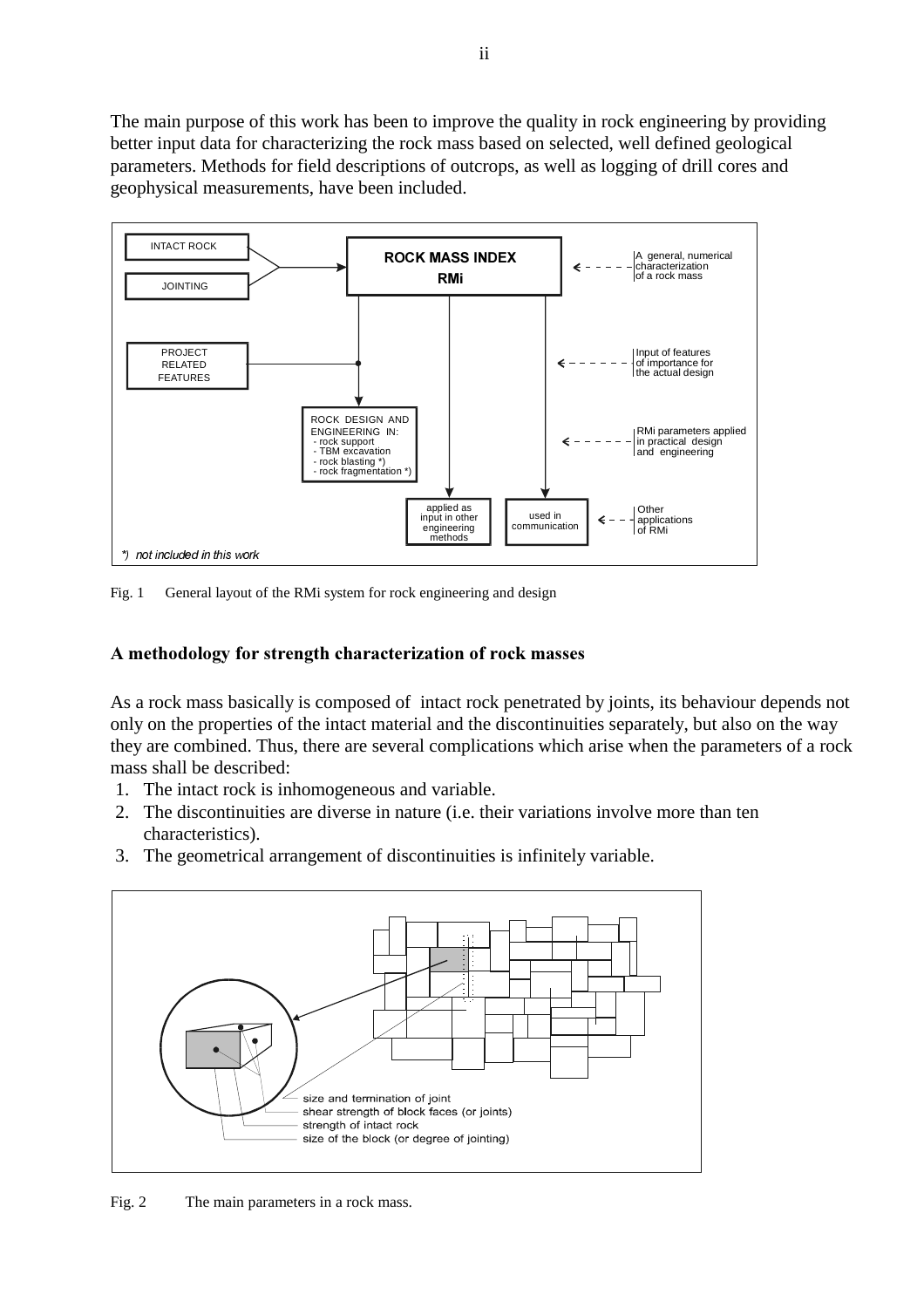The main purpose of this work has been to improve the quality in rock engineering by providing better input data for characterizing the rock mass based on selected, well defined geological parameters. Methods for field descriptions of outcrops, as well as logging of drill cores and geophysical measurements, have been included.

Fig. 1 General layout of the RMi system for rock engineering and design

## A methodology for strength characterization of rock masses

As a rock mass basically is composed of intact rock penetrated by joints, its behaviour depends not only on the properties of the intact material and the discontinuities separately, but also on the way they are combined. Thus, there are several complications which arise when the parameters of a rock mass shall be described:

1. The intact rock is inhomogeneous and variable.
2. The discontinuities are diverse in nature (i.e. their variations involve more than ten characteristics).
3. The geometrical arrangement of discontinuities is infinitely variable.

Fig. 2 The main parameters in a rock mass.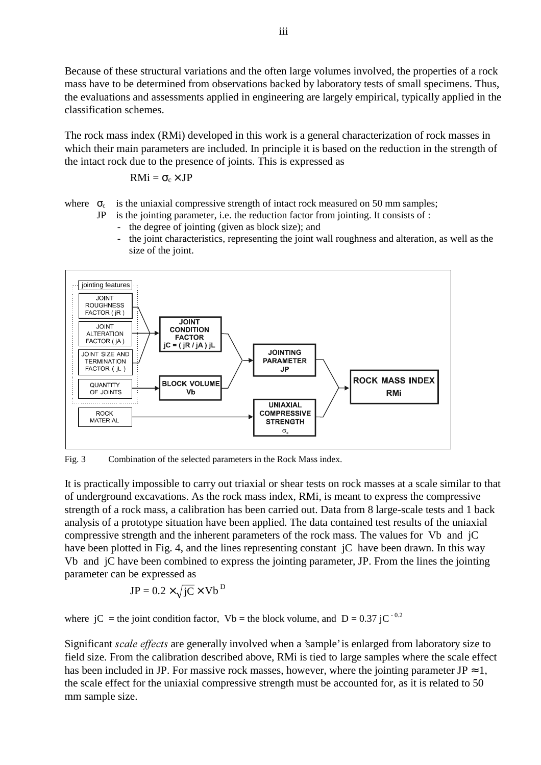Because of these structural variations and the often large volumes involved, the properties of a rock mass have to be determined from observations backed by laboratory tests of small specimens. Thus, the evaluations and assessments applied in engineering are largely empirical, typically applied in the classification schemes.

The rock mass index (RMi) developed in this work is a general characterization of rock masses in which their main parameters are included. In principle it is based on the reduction in the strength of the intact rock due to the presence of joints. This is expressed as

$$\text{RMi} = \sigma_c \times \text{JP}$$

where $\sigma_c$ is the uniaxial compressive strength of intact rock measured on 50 mm samples;
JP is the jointing parameter, i.e. the reduction factor from jointing. It consists of :

- the degree of jointing (given as block size); and
- the joint characteristics, representing the joint wall roughness and alteration, as well as the size of the joint.

jointing features: JOINT ROUGHNESS FACTOR ( jR ); JOINT ALTERATION FACTOR ( jA ); JOINT SIZE AND TERMINATION FACTOR ( jL ); QUANTITY OF JOINTS → JOINT CONDITION FACTOR jC = ( jR / jA ) jL; BLOCK VOLUME Vb → JOINTING PARAMETER JP; ROCK MATERIAL → UNIAXIAL COMPRESSIVE STRENGTH $\sigma_c$ → ROCK MASS INDEX RMi

Fig. 3 Combination of the selected parameters in the Rock Mass index.

It is practically impossible to carry out triaxial or shear tests on rock masses at a scale similar to that of underground excavations. As the rock mass index, RMi, is meant to express the compressive strength of a rock mass, a calibration has been carried out. Data from 8 large-scale tests and 1 back analysis of a prototype situation have been applied. The data contained test results of the uniaxial compressive strength and the inherent parameters of the rock mass. The values for Vb and jC have been plotted in Fig. 4, and the lines representing constant jC have been drawn. In this way Vb and jC have been combined to express the jointing parameter, JP. From the lines the jointing parameter can be expressed as

$$\text{JP} = 0.2 \times \sqrt{\text{jC}} \times \text{Vb}^{\,D}$$

where jC = the joint condition factor, Vb = the block volume, and $D = 0.37\ \text{jC}^{-0.2}$

Significant *scale effects* are generally involved when a 'sample' is enlarged from laboratory size to field size. From the calibration described above, RMi is tied to large samples where the scale effect has been included in JP. For massive rock masses, however, where the jointing parameter JP $\approx 1$, the scale effect for the uniaxial compressive strength must be accounted for, as it is related to 50 mm sample size.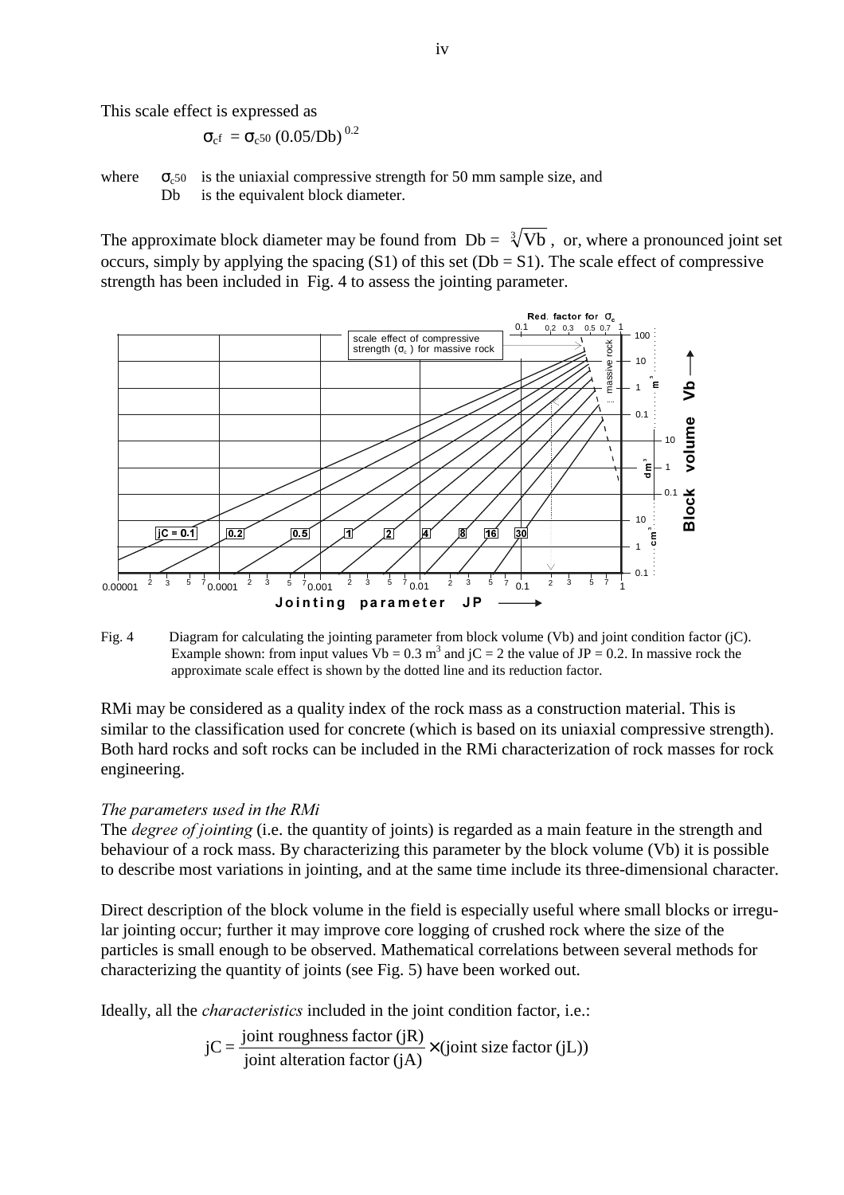This scale effect is expressed as

$$\sigma_{cf} = \sigma_{c50}\,(0.05/Db)^{0.2}$$

where $\sigma_{c50}$ is the uniaxial compressive strength for 50 mm sample size, and
Db is the equivalent block diameter.

The approximate block diameter may be found from $Db = \sqrt[3]{Vb}$, or, where a pronounced joint set occurs, simply by applying the spacing (S1) of this set (Db = S1). The scale effect of compressive strength has been included in Fig. 4 to assess the jointing parameter.

Fig. 4 Diagram for calculating the jointing parameter from block volume (Vb) and joint condition factor (jC). Example shown: from input values Vb = 0.3 $m^3$ and jC = 2 the value of JP = 0.2. In massive rock the approximate scale effect is shown by the dotted line and its reduction factor.

RMi may be considered as a quality index of the rock mass as a construction material. This is similar to the classification used for concrete (which is based on its uniaxial compressive strength). Both hard rocks and soft rocks can be included in the RMi characterization of rock masses for rock engineering.

*The parameters used in the RMi*

The *degree of jointing* (i.e. the quantity of joints) is regarded as a main feature in the strength and behaviour of a rock mass. By characterizing this parameter by the block volume (Vb) it is possible to describe most variations in jointing, and at the same time include its three-dimensional character.

Direct description of the block volume in the field is especially useful where small blocks or irregular jointing occur; further it may improve core logging of crushed rock where the size of the particles is small enough to be observed. Mathematical correlations between several methods for characterizing the quantity of joints (see Fig. 5) have been worked out.

Ideally, all the *characteristics* included in the joint condition factor, i.e.:

$$jC = \frac{\text{joint roughness factor (jR)}}{\text{joint alteration factor (jA)}} \times (\text{joint size factor (jL)})$$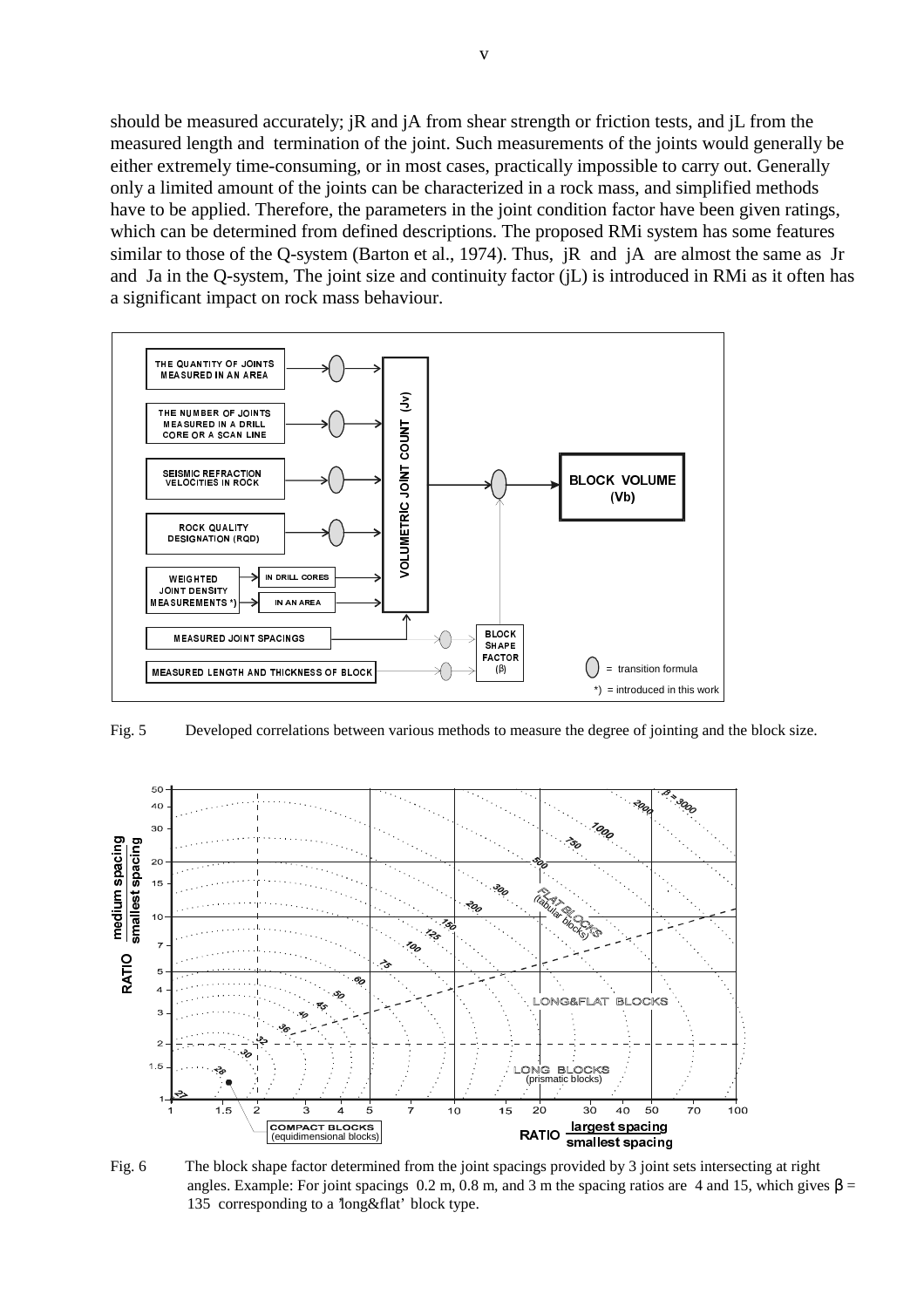should be measured accurately; jR and jA from shear strength or friction tests, and jL from the measured length and termination of the joint. Such measurements of the joints would generally be either extremely time-consuming, or in most cases, practically impossible to carry out. Generally only a limited amount of the joints can be characterized in a rock mass, and simplified methods have to be applied. Therefore, the parameters in the joint condition factor have been given ratings, which can be determined from defined descriptions. The proposed RMi system has some features similar to those of the Q-system (Barton et al., 1974). Thus, jR and jA are almost the same as Jr and Ja in the Q-system, The joint size and continuity factor (jL) is introduced in RMi as it often has a significant impact on rock mass behaviour.

Fig. 5 Developed correlations between various methods to measure the degree of jointing and the block size.

Fig. 6 The block shape factor determined from the joint spacings provided by 3 joint sets intersecting at right angles. Example: For joint spacings 0.2 m, 0.8 m, and 3 m the spacing ratios are 4 and 15, which gives $\beta$ = 135 corresponding to a 'long&flat' block type.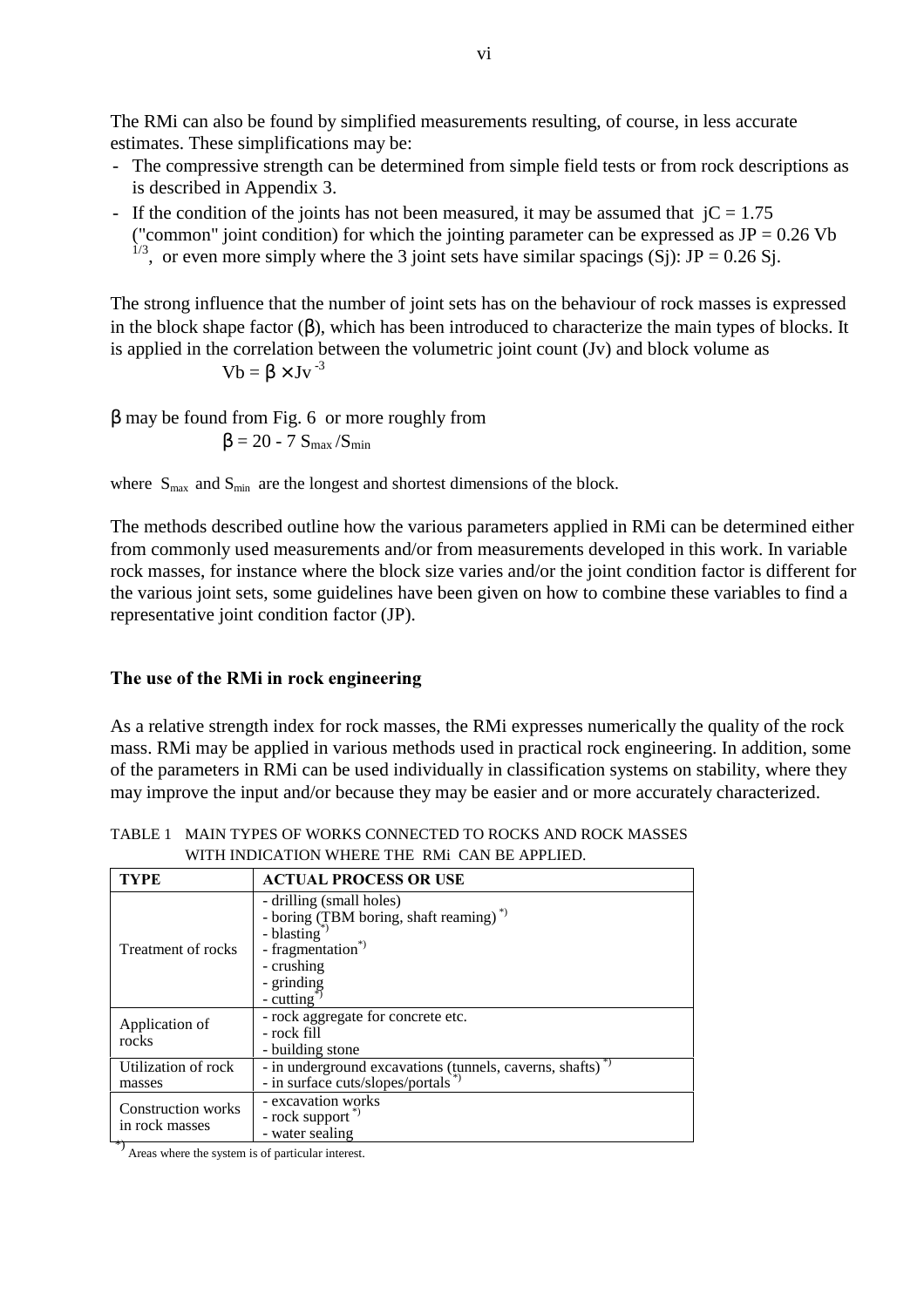The RMi can also be found by simplified measurements resulting, of course, in less accurate estimates. These simplifications may be:

- The compressive strength can be determined from simple field tests or from rock descriptions as is described in Appendix 3.
- If the condition of the joints has not been measured, it may be assumed that $jC = 1.75$ ("common" joint condition) for which the jointing parameter can be expressed as $JP = 0.26\ Vb^{1/3}$, or even more simply where the 3 joint sets have similar spacings (Sj): $JP = 0.26\ Sj$.

The strong influence that the number of joint sets has on the behaviour of rock masses is expressed in the block shape factor ($\beta$), which has been introduced to characterize the main types of blocks. It is applied in the correlation between the volumetric joint count (Jv) and block volume as

$$Vb = \beta \times Jv^{-3}$$

$\beta$ may be found from Fig. 6 or more roughly from

$$\beta = 20 - 7\ S_{max}/S_{min}$$

where $S_{max}$ and $S_{min}$ are the longest and shortest dimensions of the block.

The methods described outline how the various parameters applied in RMi can be determined either from commonly used measurements and/or from measurements developed in this work. In variable rock masses, for instance where the block size varies and/or the joint condition factor is different for the various joint sets, some guidelines have been given on how to combine these variables to find a representative joint condition factor (JP).

## The use of the RMi in rock engineering

As a relative strength index for rock masses, the RMi expresses numerically the quality of the rock mass. RMi may be applied in various methods used in practical rock engineering. In addition, some of the parameters in RMi can be used individually in classification systems on stability, where they may improve the input and/or because they may be easier and or more accurately characterized.

TABLE 1 MAIN TYPES OF WORKS CONNECTED TO ROCKS AND ROCK MASSES WITH INDICATION WHERE THE RMi CAN BE APPLIED.

| TYPE | ACTUAL PROCESS OR USE |
|---|---|
| Treatment of rocks | - drilling (small holes)<br>- boring (TBM boring, shaft reaming) *)<br>- blasting*)<br>- fragmentation*)<br>- crushing<br>- grinding<br>- cutting*) |
| Application of rocks | - rock aggregate for concrete etc.<br>- rock fill<br>- building stone |
| Utilization of rock masses | - in underground excavations (tunnels, caverns, shafts) *)<br>- in surface cuts/slopes/portals *) |
| Construction works in rock masses | - excavation works<br>- rock support *)<br>- water sealing |

*) Areas where the system is of particular interest.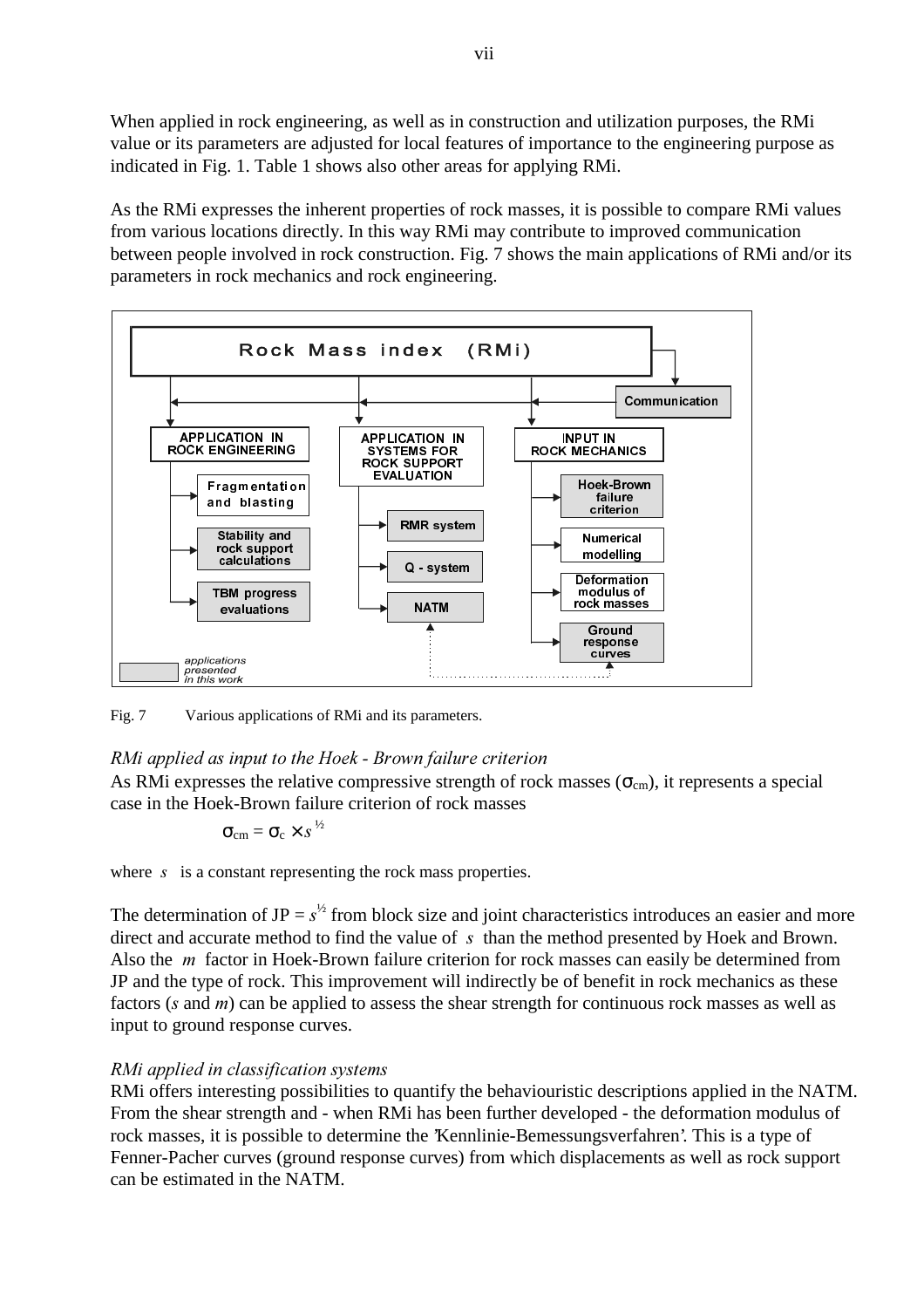When applied in rock engineering, as well as in construction and utilization purposes, the RMi value or its parameters are adjusted for local features of importance to the engineering purpose as indicated in Fig. 1. Table 1 shows also other areas for applying RMi.

As the RMi expresses the inherent properties of rock masses, it is possible to compare RMi values from various locations directly. In this way RMi may contribute to improved communication between people involved in rock construction. Fig. 7 shows the main applications of RMi and/or its parameters in rock mechanics and rock engineering.

Rock Mass index (RMi)

Communication

APPLICATION IN ROCK ENGINEERING
- Fragmentation and blasting
- Stability and rock support calculations
- TBM progress evaluations

APPLICATION IN SYSTEMS FOR ROCK SUPPORT EVALUATION
- RMR system
- Q - system
- NATM

INPUT IN ROCK MECHANICS
- Hoek-Brown failure criterion
- Numerical modelling
- Deformation modulus of rock masses
- Ground response curves

applications presented in this work

Fig. 7 Various applications of RMi and its parameters.

*RMi applied as input to the Hoek - Brown failure criterion*

As RMi expresses the relative compressive strength of rock masses ($\sigma_{cm}$), it represents a special case in the Hoek-Brown failure criterion of rock masses

$$\sigma_{cm} = \sigma_c \times s^{½}$$

where $s$ is a constant representing the rock mass properties.

The determination of JP = $s^{½}$ from block size and joint characteristics introduces an easier and more direct and accurate method to find the value of $s$ than the method presented by Hoek and Brown. Also the $m$ factor in Hoek-Brown failure criterion for rock masses can easily be determined from JP and the type of rock. This improvement will indirectly be of benefit in rock mechanics as these factors ($s$ and $m$) can be applied to assess the shear strength for continuous rock masses as well as input to ground response curves.

*RMi applied in classification systems*

RMi offers interesting possibilities to quantify the behaviouristic descriptions applied in the NATM. From the shear strength and - when RMi has been further developed - the deformation modulus of rock masses, it is possible to determine the 'Kennlinie-Bemessungsverfahren'. This is a type of Fenner-Pacher curves (ground response curves) from which displacements as well as rock support can be estimated in the NATM.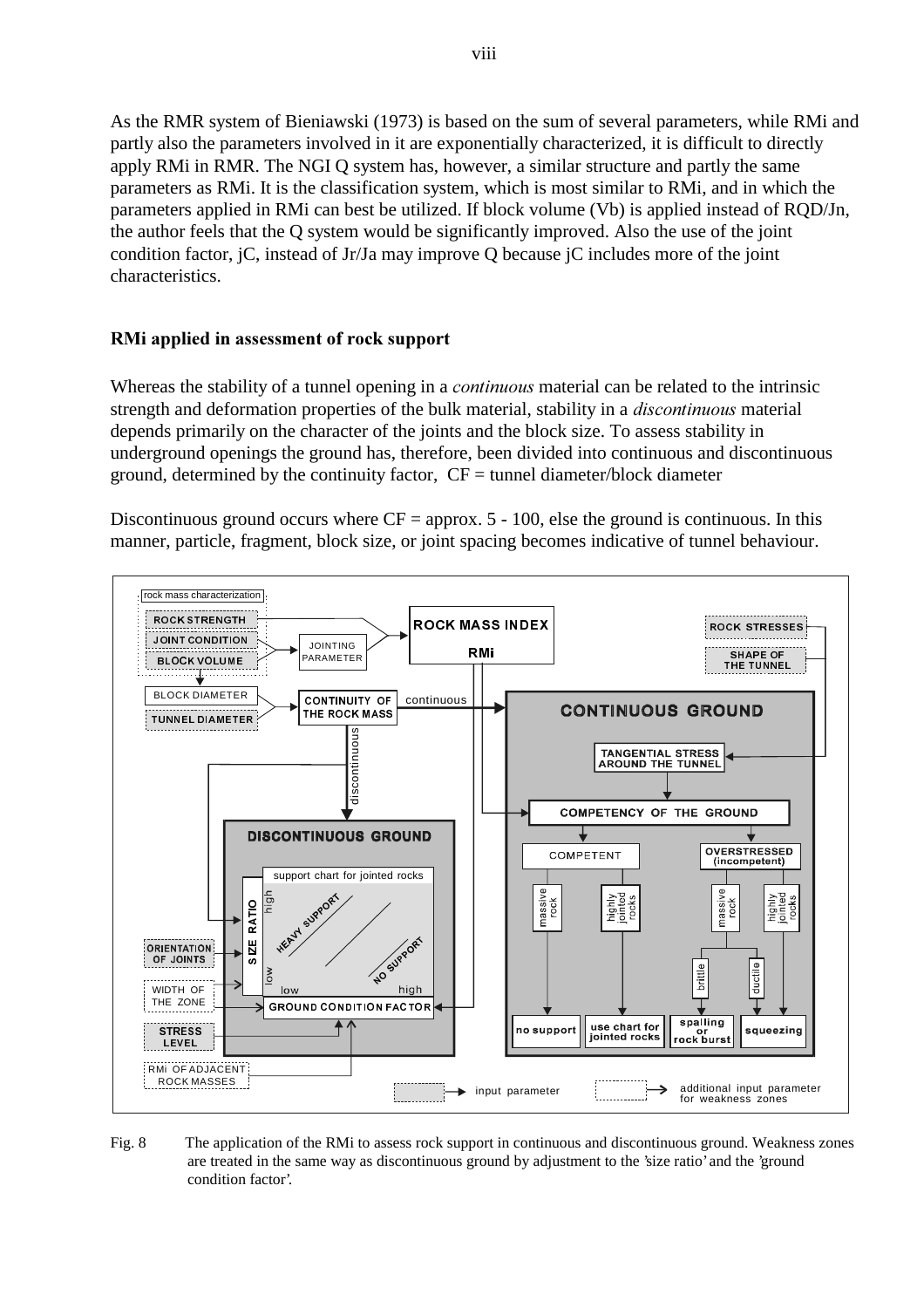As the RMR system of Bieniawski (1973) is based on the sum of several parameters, while RMi and partly also the parameters involved in it are exponentially characterized, it is difficult to directly apply RMi in RMR. The NGI Q system has, however, a similar structure and partly the same parameters as RMi. It is the classification system, which is most similar to RMi, and in which the parameters applied in RMi can best be utilized. If block volume (Vb) is applied instead of RQD/Jn, the author feels that the Q system would be significantly improved. Also the use of the joint condition factor, jC, instead of Jr/Ja may improve Q because jC includes more of the joint characteristics.

## RMi applied in assessment of rock support

Whereas the stability of a tunnel opening in a *continuous* material can be related to the intrinsic strength and deformation properties of the bulk material, stability in a *discontinuous* material depends primarily on the character of the joints and the block size. To assess stability in underground openings the ground has, therefore, been divided into continuous and discontinuous ground, determined by the continuity factor, CF = tunnel diameter/block diameter

Discontinuous ground occurs where CF = approx. 5 - 100, else the ground is continuous. In this manner, particle, fragment, block size, or joint spacing becomes indicative of tunnel behaviour.

Fig. 8 The application of the RMi to assess rock support in continuous and discontinuous ground. Weakness zones are treated in the same way as discontinuous ground by adjustment to the 'size ratio' and the 'ground condition factor'.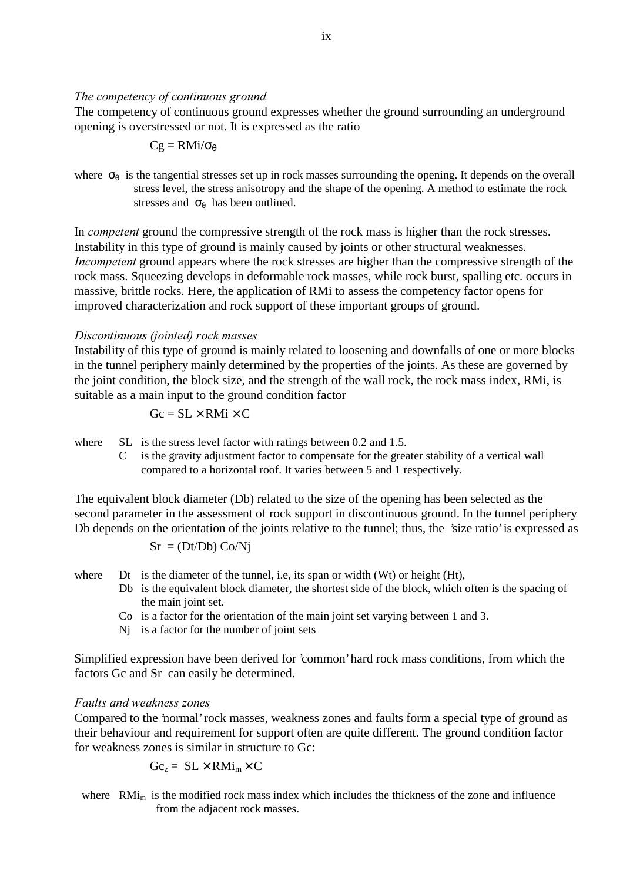*The competency of continuous ground*

The competency of continuous ground expresses whether the ground surrounding an underground opening is overstressed or not. It is expressed as the ratio

$$Cg = RMi/\sigma_\theta$$

where $\sigma_\theta$ is the tangential stresses set up in rock masses surrounding the opening. It depends on the overall stress level, the stress anisotropy and the shape of the opening. A method to estimate the rock stresses and $\sigma_\theta$ has been outlined.

In *competent* ground the compressive strength of the rock mass is higher than the rock stresses. Instability in this type of ground is mainly caused by joints or other structural weaknesses. *Incompetent* ground appears where the rock stresses are higher than the compressive strength of the rock mass. Squeezing develops in deformable rock masses, while rock burst, spalling etc. occurs in massive, brittle rocks. Here, the application of RMi to assess the competency factor opens for improved characterization and rock support of these important groups of ground.

*Discontinuous (jointed) rock masses*

Instability of this type of ground is mainly related to loosening and downfalls of one or more blocks in the tunnel periphery mainly determined by the properties of the joints. As these are governed by the joint condition, the block size, and the strength of the wall rock, the rock mass index, RMi, is suitable as a main input to the ground condition factor

$$Gc = SL \times RMi \times C$$

where SL is the stress level factor with ratings between 0.2 and 1.5.
C is the gravity adjustment factor to compensate for the greater stability of a vertical wall compared to a horizontal roof. It varies between 5 and 1 respectively.

The equivalent block diameter (Db) related to the size of the opening has been selected as the second parameter in the assessment of rock support in discontinuous ground. In the tunnel periphery Db depends on the orientation of the joints relative to the tunnel; thus, the 'size ratio' is expressed as

$$Sr = (Dt/Db)\, Co/Nj$$

where Dt is the diameter of the tunnel, i.e, its span or width (Wt) or height (Ht),
Db is the equivalent block diameter, the shortest side of the block, which often is the spacing of the main joint set.
Co is a factor for the orientation of the main joint set varying between 1 and 3.
Nj is a factor for the number of joint sets

Simplified expression have been derived for 'common' hard rock mass conditions, from which the factors Gc and Sr can easily be determined.

*Faults and weakness zones*

Compared to the 'normal' rock masses, weakness zones and faults form a special type of ground as their behaviour and requirement for support often are quite different. The ground condition factor for weakness zones is similar in structure to Gc:

$$Gc_z = SL \times RMi_m \times C$$

where $RMi_m$ is the modified rock mass index which includes the thickness of the zone and influence from the adjacent rock masses.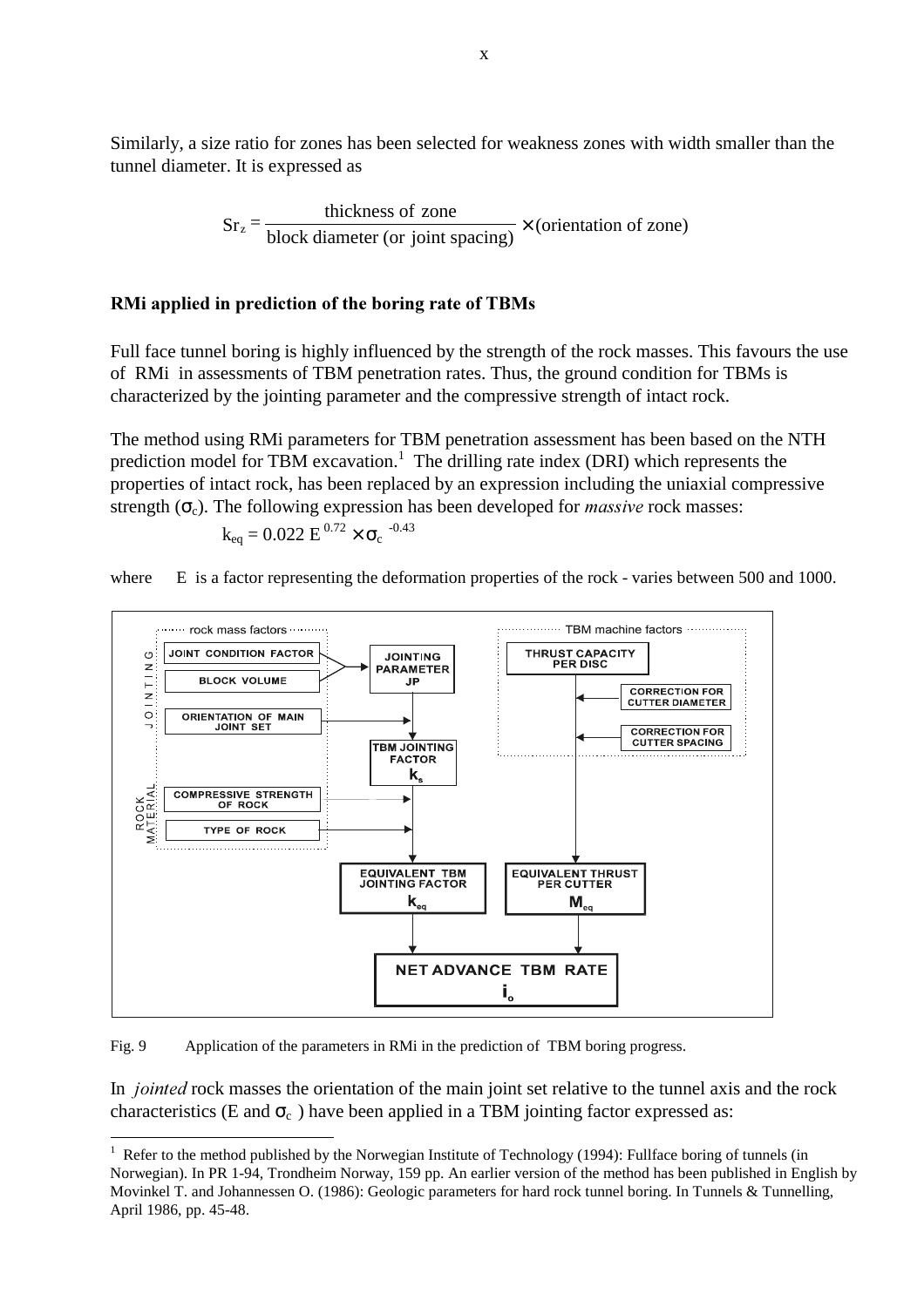Similarly, a size ratio for zones has been selected for weakness zones with width smaller than the tunnel diameter. It is expressed as

$$Sr_z = \frac{\text{thickness of zone}}{\text{block diameter (or joint spacing)}} \times \text{(orientation of zone)}$$

### RMi applied in prediction of the boring rate of TBMs

Full face tunnel boring is highly influenced by the strength of the rock masses. This favours the use of RMi in assessments of TBM penetration rates. Thus, the ground condition for TBMs is characterized by the jointing parameter and the compressive strength of intact rock.

The method using RMi parameters for TBM penetration assessment has been based on the NTH prediction model for TBM excavation.[1] The drilling rate index (DRI) which represents the properties of intact rock, has been replaced by an expression including the uniaxial compressive strength ($\sigma_c$). The following expression has been developed for *massive* rock masses:

$$k_{eq} = 0.022\, E^{0.72} \times \sigma_c^{\,-0.43}$$

where E is a factor representing the deformation properties of the rock - varies between 500 and 1000.

Fig. 9 Application of the parameters in RMi in the prediction of TBM boring progress.

In *jointed* rock masses the orientation of the main joint set relative to the tunnel axis and the rock characteristics (E and $\sigma_c$ ) have been applied in a TBM jointing factor expressed as:

---

[1] Refer to the method published by the Norwegian Institute of Technology (1994): Fullface boring of tunnels (in Norwegian). In PR 1-94, Trondheim Norway, 159 pp. An earlier version of the method has been published in English by Movinkel T. and Johannessen O. (1986): Geologic parameters for hard rock tunnel boring. In Tunnels & Tunnelling, April 1986, pp. 45-48.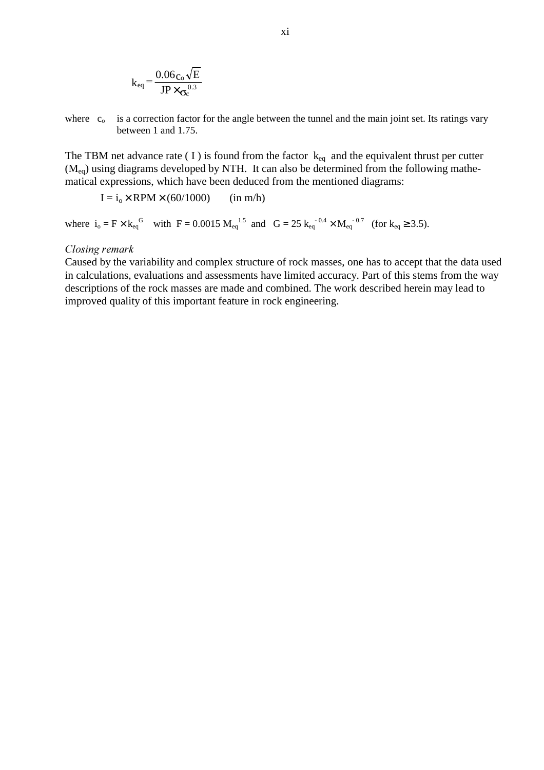$$k_{eq} = \frac{0.06 c_o \sqrt{E}}{JP \times \sigma_c^{0.3}}$$

where $c_o$ is a correction factor for the angle between the tunnel and the main joint set. Its ratings vary between 1 and 1.75.

The TBM net advance rate ( I ) is found from the factor $k_{eq}$ and the equivalent thrust per cutter ($M_{eq}$) using diagrams developed by NTH. It can also be determined from the following mathematical expressions, which have been deduced from the mentioned diagrams:

$$I = i_o \times RPM \times (60/1000) \qquad \text{(in m/h)}$$

where $i_o = F \times k_{eq}^{\,G}$ with $F = 0.0015\, M_{eq}^{\,1.5}$ and $G = 25\, k_{eq}^{\,-0.4} \times M_{eq}^{\,-0.7}$ (for $k_{eq} \geq 3.5$).

*Closing remark*

Caused by the variability and complex structure of rock masses, one has to accept that the data used in calculations, evaluations and assessments have limited accuracy. Part of this stems from the way descriptions of the rock masses are made and combined. The work described herein may lead to improved quality of this important feature in rock engineering.